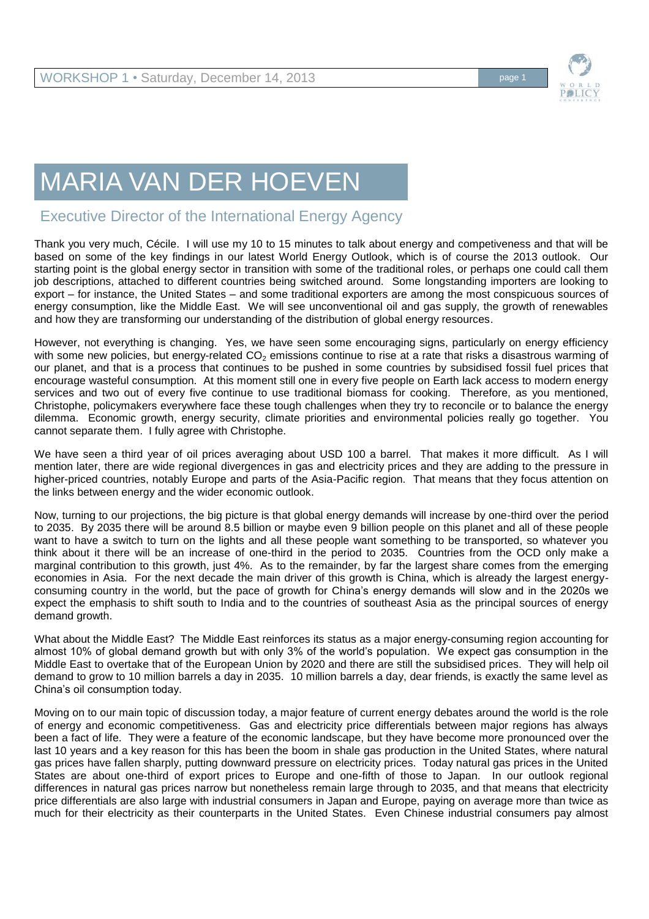# MARIA VAN DER HOEVEN

## Executive Director of the International Energy Agency

Thank you very much, Cécile. I will use my 10 to 15 minutes to talk about energy and competiveness and that will be based on some of the key findings in our latest World Energy Outlook, which is of course the 2013 outlook. Our starting point is the global energy sector in transition with some of the traditional roles, or perhaps one could call them job descriptions, attached to different countries being switched around. Some longstanding importers are looking to export – for instance, the United States – and some traditional exporters are among the most conspicuous sources of energy consumption, like the Middle East. We will see unconventional oil and gas supply, the growth of renewables and how they are transforming our understanding of the distribution of global energy resources.

However, not everything is changing. Yes, we have seen some encouraging signs, particularly on energy efficiency with some new policies, but energy-related $CO_2$ emissions continue to rise at a rate that risks a disastrous warming of our planet, and that is a process that continues to be pushed in some countries by subsidised fossil fuel prices that encourage wasteful consumption. At this moment still one in every five people on Earth lack access to modern energy services and two out of every five continue to use traditional biomass for cooking. Therefore, as you mentioned, Christophe, policymakers everywhere face these tough challenges when they try to reconcile or to balance the energy dilemma. Economic growth, energy security, climate priorities and environmental policies really go together. You cannot separate them. I fully agree with Christophe.

We have seen a third year of oil prices averaging about USD 100 a barrel. That makes it more difficult. As I will mention later, there are wide regional divergences in gas and electricity prices and they are adding to the pressure in higher-priced countries, notably Europe and parts of the Asia-Pacific region. That means that they focus attention on the links between energy and the wider economic outlook.

Now, turning to our projections, the big picture is that global energy demands will increase by one-third over the period to 2035. By 2035 there will be around 8.5 billion or maybe even 9 billion people on this planet and all of these people want to have a switch to turn on the lights and all these people want something to be transported, so whatever you think about it there will be an increase of one-third in the period to 2035. Countries from the OCD only make a marginal contribution to this growth, just 4%. As to the remainder, by far the largest share comes from the emerging economies in Asia. For the next decade the main driver of this growth is China, which is already the largest energy-consuming country in the world, but the pace of growth for China's energy demands will slow and in the 2020s we expect the emphasis to shift south to India and to the countries of southeast Asia as the principal sources of energy demand growth.

What about the Middle East? The Middle East reinforces its status as a major energy-consuming region accounting for almost 10% of global demand growth but with only 3% of the world's population. We expect gas consumption in the Middle East to overtake that of the European Union by 2020 and there are still the subsidised prices. They will help oil demand to grow to 10 million barrels a day in 2035. 10 million barrels a day, dear friends, is exactly the same level as China's oil consumption today.

Moving on to our main topic of discussion today, a major feature of current energy debates around the world is the role of energy and economic competitiveness. Gas and electricity price differentials between major regions has always been a fact of life. They were a feature of the economic landscape, but they have become more pronounced over the last 10 years and a key reason for this has been the boom in shale gas production in the United States, where natural gas prices have fallen sharply, putting downward pressure on electricity prices. Today natural gas prices in the United States are about one-third of export prices to Europe and one-fifth of those to Japan. In our outlook regional differences in natural gas prices narrow but nonetheless remain large through to 2035, and that means that electricity price differentials are also large with industrial consumers in Japan and Europe, paying on average more than twice as much for their electricity as their counterparts in the United States. Even Chinese industrial consumers pay almost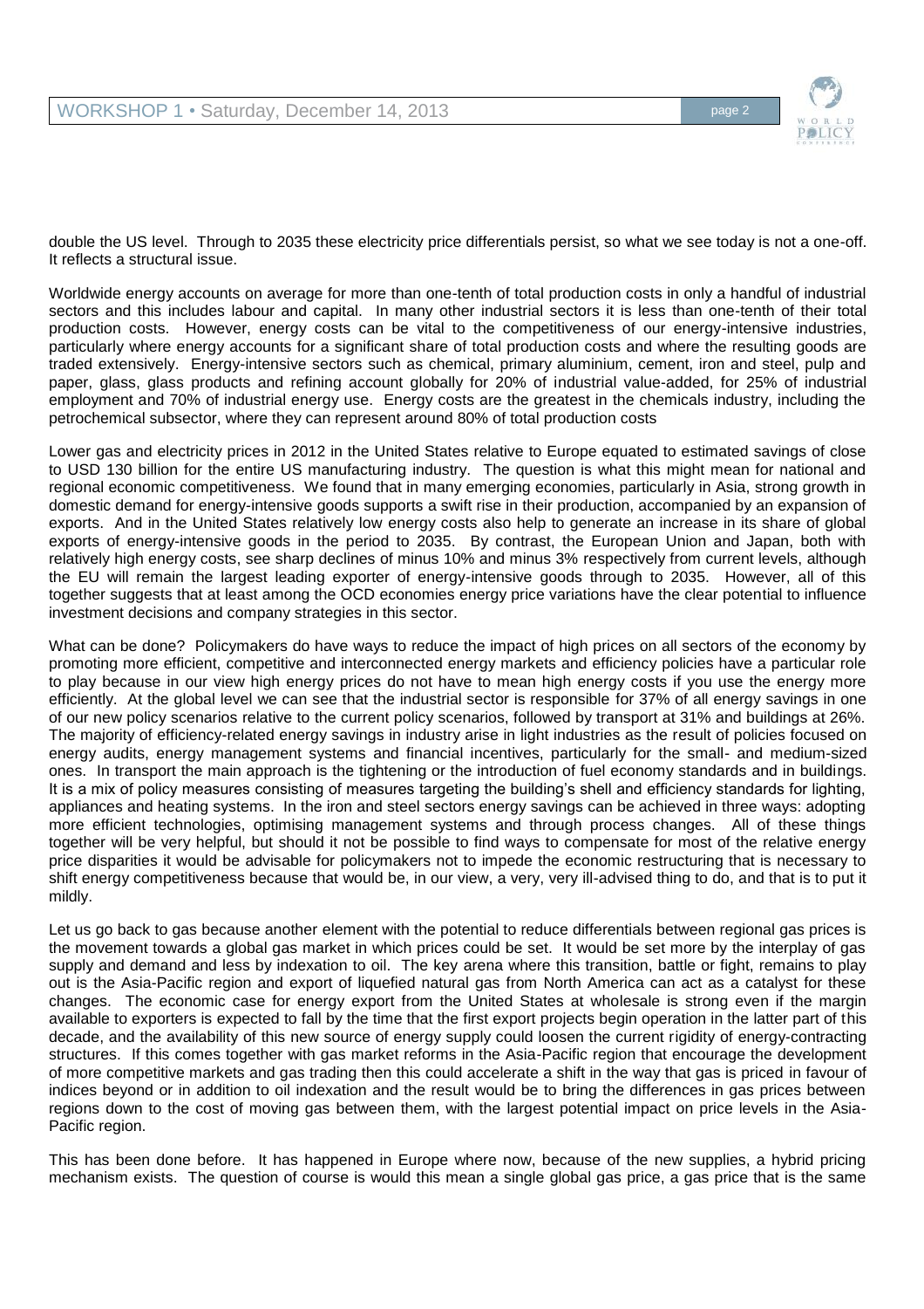double the US level. Through to 2035 these electricity price differentials persist, so what we see today is not a one-off. It reflects a structural issue.

Worldwide energy accounts on average for more than one-tenth of total production costs in only a handful of industrial sectors and this includes labour and capital. In many other industrial sectors it is less than one-tenth of their total production costs. However, energy costs can be vital to the competitiveness of our energy-intensive industries, particularly where energy accounts for a significant share of total production costs and where the resulting goods are traded extensively. Energy-intensive sectors such as chemical, primary aluminium, cement, iron and steel, pulp and paper, glass, glass products and refining account globally for 20% of industrial value-added, for 25% of industrial employment and 70% of industrial energy use. Energy costs are the greatest in the chemicals industry, including the petrochemical subsector, where they can represent around 80% of total production costs

Lower gas and electricity prices in 2012 in the United States relative to Europe equated to estimated savings of close to USD 130 billion for the entire US manufacturing industry. The question is what this might mean for national and regional economic competitiveness. We found that in many emerging economies, particularly in Asia, strong growth in domestic demand for energy-intensive goods supports a swift rise in their production, accompanied by an expansion of exports. And in the United States relatively low energy costs also help to generate an increase in its share of global exports of energy-intensive goods in the period to 2035. By contrast, the European Union and Japan, both with relatively high energy costs, see sharp declines of minus 10% and minus 3% respectively from current levels, although the EU will remain the largest leading exporter of energy-intensive goods through to 2035. However, all of this together suggests that at least among the OCD economies energy price variations have the clear potential to influence investment decisions and company strategies in this sector.

What can be done? Policymakers do have ways to reduce the impact of high prices on all sectors of the economy by promoting more efficient, competitive and interconnected energy markets and efficiency policies have a particular role to play because in our view high energy prices do not have to mean high energy costs if you use the energy more efficiently. At the global level we can see that the industrial sector is responsible for 37% of all energy savings in one of our new policy scenarios relative to the current policy scenarios, followed by transport at 31% and buildings at 26%. The majority of efficiency-related energy savings in industry arise in light industries as the result of policies focused on energy audits, energy management systems and financial incentives, particularly for the small- and medium-sized ones. In transport the main approach is the tightening or the introduction of fuel economy standards and in buildings. It is a mix of policy measures consisting of measures targeting the building's shell and efficiency standards for lighting, appliances and heating systems. In the iron and steel sectors energy savings can be achieved in three ways: adopting more efficient technologies, optimising management systems and through process changes. All of these things together will be very helpful, but should it not be possible to find ways to compensate for most of the relative energy price disparities it would be advisable for policymakers not to impede the economic restructuring that is necessary to shift energy competitiveness because that would be, in our view, a very, very ill-advised thing to do, and that is to put it mildly.

Let us go back to gas because another element with the potential to reduce differentials between regional gas prices is the movement towards a global gas market in which prices could be set. It would be set more by the interplay of gas supply and demand and less by indexation to oil. The key arena where this transition, battle or fight, remains to play out is the Asia-Pacific region and export of liquefied natural gas from North America can act as a catalyst for these changes. The economic case for energy export from the United States at wholesale is strong even if the margin available to exporters is expected to fall by the time that the first export projects begin operation in the latter part of this decade, and the availability of this new source of energy supply could loosen the current rigidity of energy-contracting structures. If this comes together with gas market reforms in the Asia-Pacific region that encourage the development of more competitive markets and gas trading then this could accelerate a shift in the way that gas is priced in favour of indices beyond or in addition to oil indexation and the result would be to bring the differences in gas prices between regions down to the cost of moving gas between them, with the largest potential impact on price levels in the Asia-Pacific region.

This has been done before. It has happened in Europe where now, because of the new supplies, a hybrid pricing mechanism exists. The question of course is would this mean a single global gas price, a gas price that is the same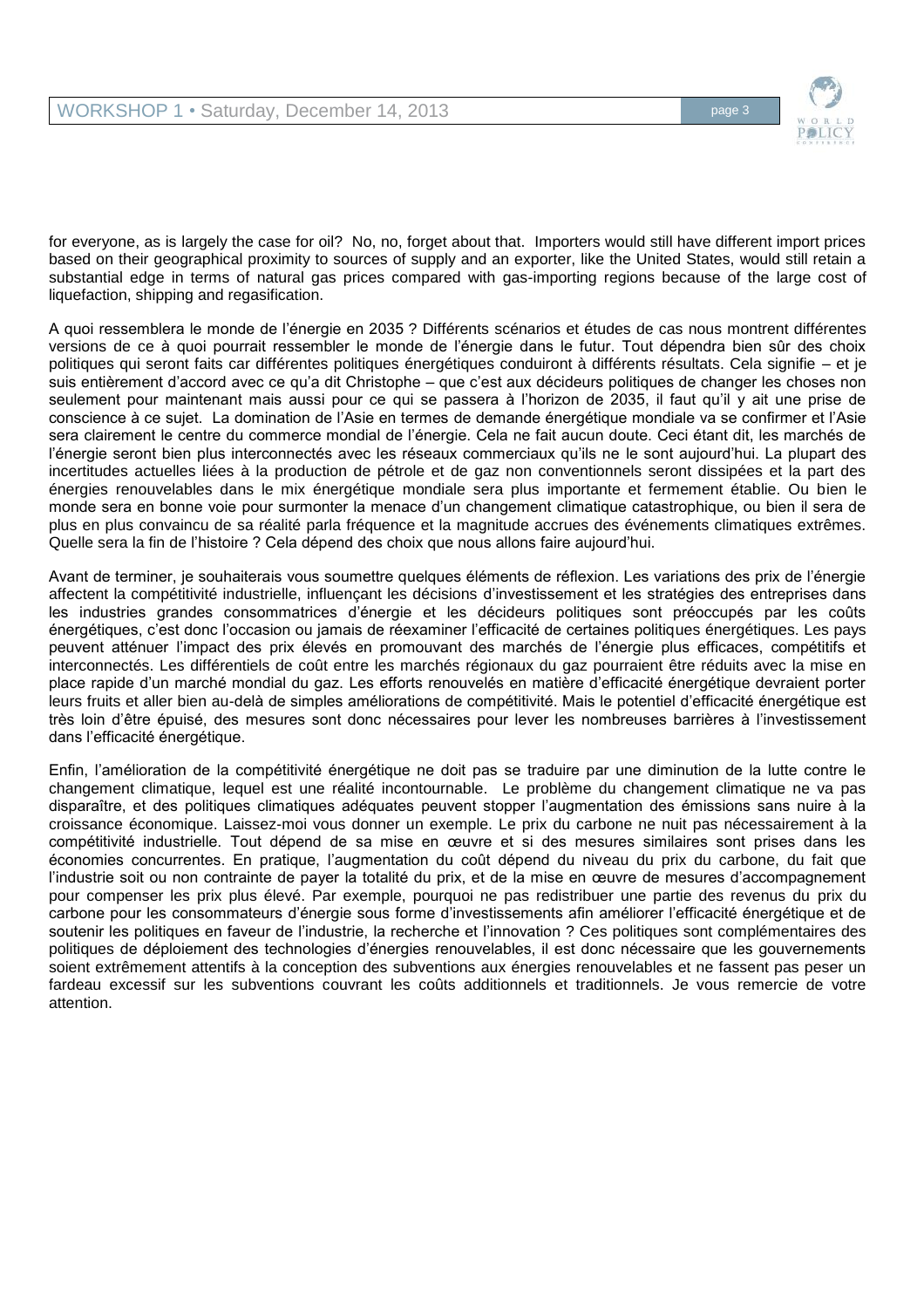for everyone, as is largely the case for oil? No, no, forget about that. Importers would still have different import prices based on their geographical proximity to sources of supply and an exporter, like the United States, would still retain a substantial edge in terms of natural gas prices compared with gas-importing regions because of the large cost of liquefaction, shipping and regasification.

A quoi ressemblera le monde de l'énergie en 2035 ? Différents scénarios et études de cas nous montrent différentes versions de ce à quoi pourrait ressembler le monde de l'énergie dans le futur. Tout dépendra bien sûr des choix politiques qui seront faits car différentes politiques énergétiques conduiront à différents résultats. Cela signifie – et je suis entièrement d'accord avec ce qu'a dit Christophe – que c'est aux décideurs politiques de changer les choses non seulement pour maintenant mais aussi pour ce qui se passera à l'horizon de 2035, il faut qu'il y ait une prise de conscience à ce sujet. La domination de l'Asie en termes de demande énergétique mondiale va se confirmer et l'Asie sera clairement le centre du commerce mondial de l'énergie. Cela ne fait aucun doute. Ceci étant dit, les marchés de l'énergie seront bien plus interconnectés avec les réseaux commerciaux qu'ils ne le sont aujourd'hui. La plupart des incertitudes actuelles liées à la production de pétrole et de gaz non conventionnels seront dissipées et la part des énergies renouvelables dans le mix énergétique mondiale sera plus importante et fermement établie. Ou bien le monde sera en bonne voie pour surmonter la menace d'un changement climatique catastrophique, ou bien il sera de plus en plus convaincu de sa réalité parla fréquence et la magnitude accrues des événements climatiques extrêmes. Quelle sera la fin de l'histoire ? Cela dépend des choix que nous allons faire aujourd'hui.

Avant de terminer, je souhaiterais vous soumettre quelques éléments de réflexion. Les variations des prix de l'énergie affectent la compétitivité industrielle, influençant les décisions d'investissement et les stratégies des entreprises dans les industries grandes consommatrices d'énergie et les décideurs politiques sont préoccupés par les coûts énergétiques, c'est donc l'occasion ou jamais de réexaminer l'efficacité de certaines politiques énergétiques. Les pays peuvent atténuer l'impact des prix élevés en promouvant des marchés de l'énergie plus efficaces, compétitifs et interconnectés. Les différentiels de coût entre les marchés régionaux du gaz pourraient être réduits avec la mise en place rapide d'un marché mondial du gaz. Les efforts renouvelés en matière d'efficacité énergétique devraient porter leurs fruits et aller bien au-delà de simples améliorations de compétitivité. Mais le potentiel d'efficacité énergétique est très loin d'être épuisé, des mesures sont donc nécessaires pour lever les nombreuses barrières à l'investissement dans l'efficacité énergétique.

Enfin, l'amélioration de la compétitivité énergétique ne doit pas se traduire par une diminution de la lutte contre le changement climatique, lequel est une réalité incontournable. Le problème du changement climatique ne va pas disparaître, et des politiques climatiques adéquates peuvent stopper l'augmentation des émissions sans nuire à la croissance économique. Laissez-moi vous donner un exemple. Le prix du carbone ne nuit pas nécessairement à la compétitivité industrielle. Tout dépend de sa mise en œuvre et si des mesures similaires sont prises dans les économies concurrentes. En pratique, l'augmentation du coût dépend du niveau du prix du carbone, du fait que l'industrie soit ou non contrainte de payer la totalité du prix, et de la mise en œuvre de mesures d'accompagnement pour compenser les prix plus élevé. Par exemple, pourquoi ne pas redistribuer une partie des revenus du prix du carbone pour les consommateurs d'énergie sous forme d'investissements afin améliorer l'efficacité énergétique et de soutenir les politiques en faveur de l'industrie, la recherche et l'innovation ? Ces politiques sont complémentaires des politiques de déploiement des technologies d'énergies renouvelables, il est donc nécessaire que les gouvernements soient extrêmement attentifs à la conception des subventions aux énergies renouvelables et ne fassent pas peser un fardeau excessif sur les subventions couvrant les coûts additionnels et traditionnels. Je vous remercie de votre attention.